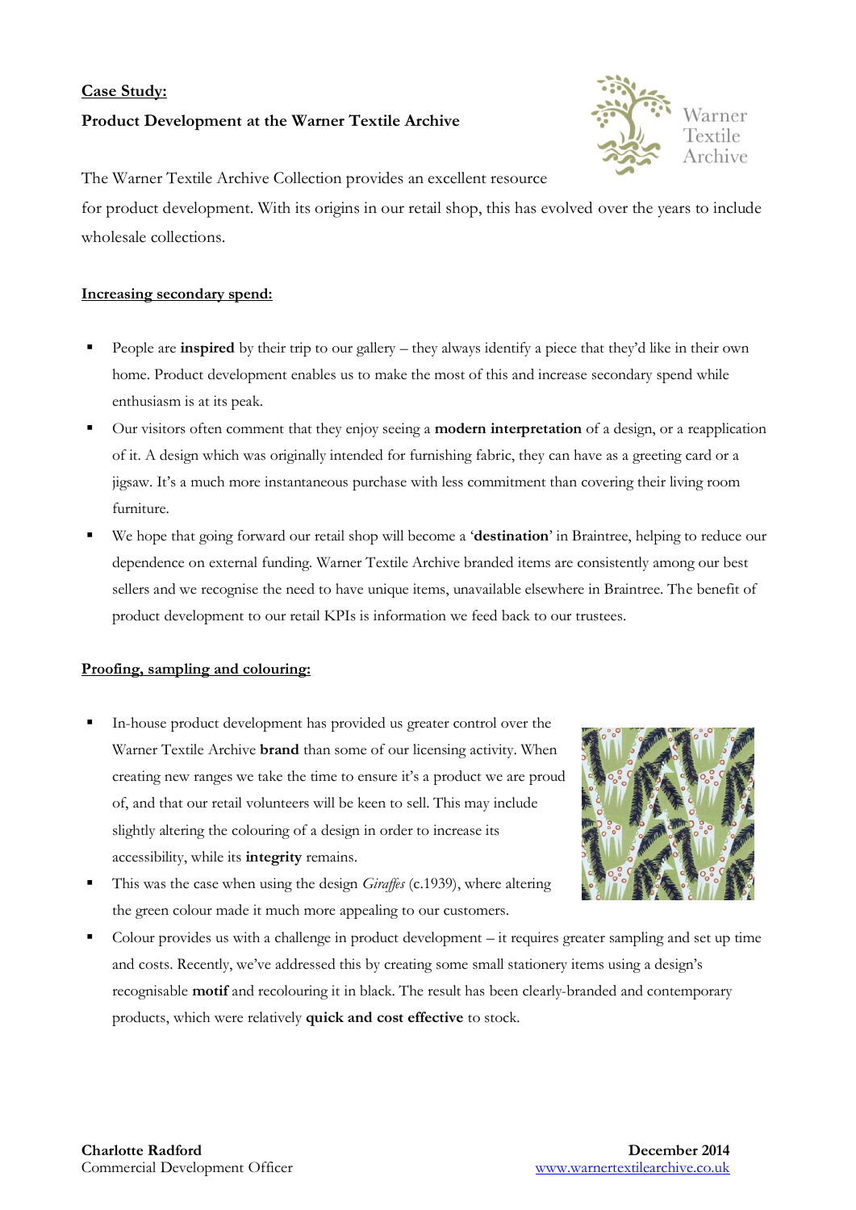**Case Study:**

**Product Development at the Warner Textile Archive**

The Warner Textile Archive Collection provides an excellent resource for product development. With its origins in our retail shop, this has evolved over the years to include wholesale collections.

**Increasing secondary spend:**

- People are **inspired** by their trip to our gallery – they always identify a piece that they'd like in their own home. Product development enables us to make the most of this and increase secondary spend while enthusiasm is at its peak.
- Our visitors often comment that they enjoy seeing a **modern interpretation** of a design, or a reapplication of it. A design which was originally intended for furnishing fabric, they can have as a greeting card or a jigsaw. It's a much more instantaneous purchase with less commitment than covering their living room furniture.
- We hope that going forward our retail shop will become a '**destination**' in Braintree, helping to reduce our dependence on external funding. Warner Textile Archive branded items are consistently among our best sellers and we recognise the need to have unique items, unavailable elsewhere in Braintree. The benefit of product development to our retail KPIs is information we feed back to our trustees.

**Proofing, sampling and colouring:**

- In-house product development has provided us greater control over the Warner Textile Archive **brand** than some of our licensing activity. When creating new ranges we take the time to ensure it's a product we are proud of, and that our retail volunteers will be keen to sell. This may include slightly altering the colouring of a design in order to increase its accessibility, while its **integrity** remains.
- This was the case when using the design *Giraffes* (c.1939), where altering the green colour made it much more appealing to our customers.
- Colour provides us with a challenge in product development – it requires greater sampling and set up time and costs. Recently, we've addressed this by creating some small stationery items using a design's recognisable **motif** and recolouring it in black. The result has been clearly-branded and contemporary products, which were relatively **quick and cost effective** to stock.

**Charlotte Radford**
Commercial Development Officer

**December 2014**
www.warnertextilearchive.co.uk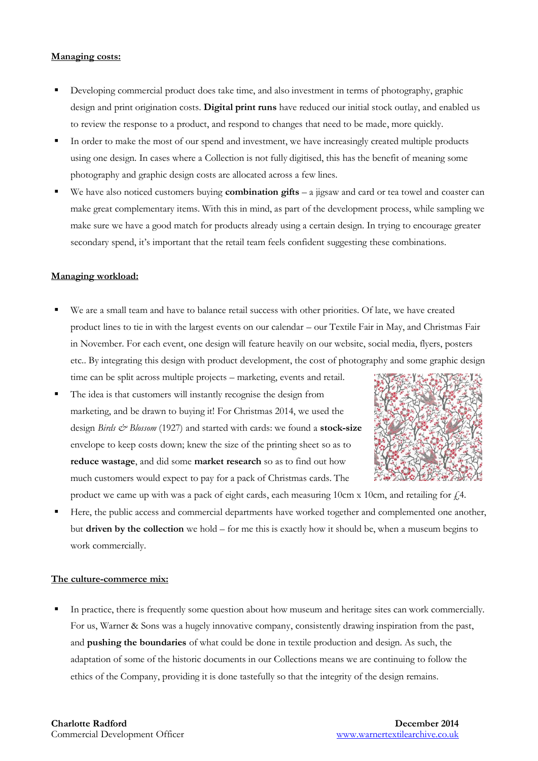**Managing costs:**

- Developing commercial product does take time, and also investment in terms of photography, graphic design and print origination costs. **Digital print runs** have reduced our initial stock outlay, and enabled us to review the response to a product, and respond to changes that need to be made, more quickly.
- In order to make the most of our spend and investment, we have increasingly created multiple products using one design. In cases where a Collection is not fully digitised, this has the benefit of meaning some photography and graphic design costs are allocated across a few lines.
- We have also noticed customers buying **combination gifts** – a jigsaw and card or tea towel and coaster can make great complementary items. With this in mind, as part of the development process, while sampling we make sure we have a good match for products already using a certain design. In trying to encourage greater secondary spend, it's important that the retail team feels confident suggesting these combinations.

**Managing workload:**

- We are a small team and have to balance retail success with other priorities. Of late, we have created product lines to tie in with the largest events on our calendar – our Textile Fair in May, and Christmas Fair in November. For each event, one design will feature heavily on our website, social media, flyers, posters etc.. By integrating this design with product development, the cost of photography and some graphic design time can be split across multiple projects – marketing, events and retail.
- The idea is that customers will instantly recognise the design from marketing, and be drawn to buying it! For Christmas 2014, we used the design *Birds & Blossom* (1927) and started with cards: we found a **stock-size** envelope to keep costs down; knew the size of the printing sheet so as to **reduce wastage**, and did some **market research** so as to find out how much customers would expect to pay for a pack of Christmas cards. The product we came up with was a pack of eight cards, each measuring 10cm x 10cm, and retailing for £4.
- Here, the public access and commercial departments have worked together and complemented one another, but **driven by the collection** we hold – for me this is exactly how it should be, when a museum begins to work commercially.

**The culture-commerce mix:**

- In practice, there is frequently some question about how museum and heritage sites can work commercially. For us, Warner & Sons was a hugely innovative company, consistently drawing inspiration from the past, and **pushing the boundaries** of what could be done in textile production and design. As such, the adaptation of some of the historic documents in our Collections means we are continuing to follow the ethics of the Company, providing it is done tastefully so that the integrity of the design remains.

**Charlotte Radford**
Commercial Development Officer

**December 2014**
www.warnertextilearchive.co.uk